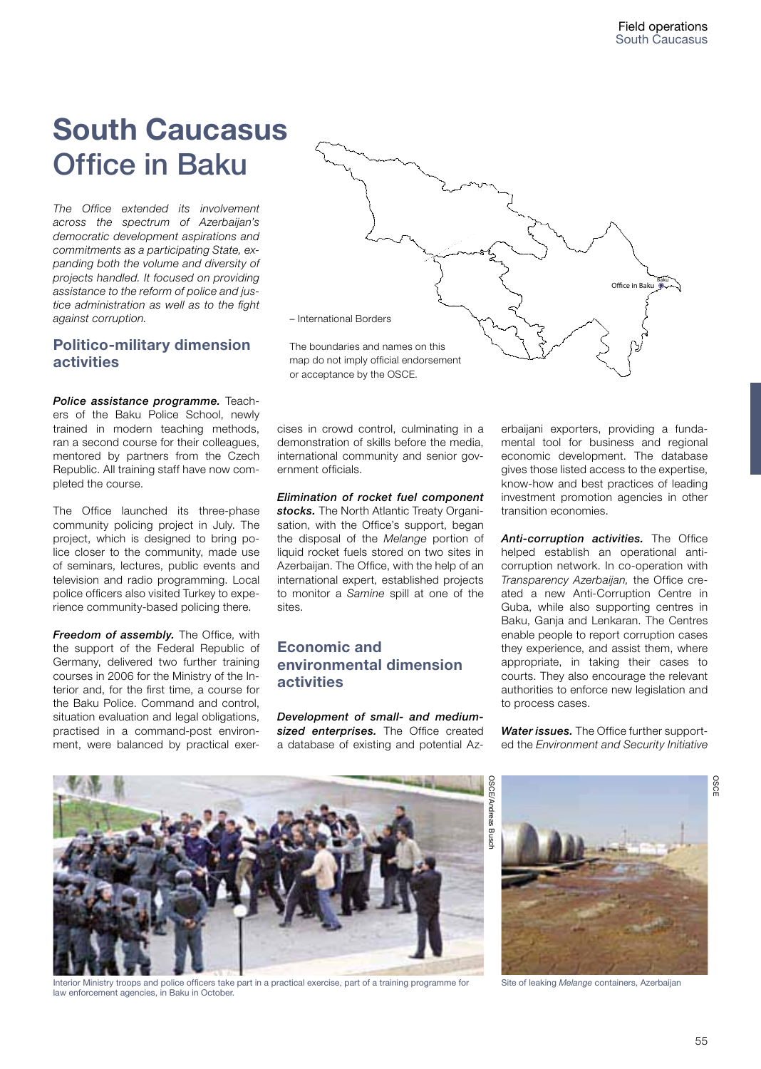# South Caucasus Office in Baku

*The Office extended its involvement across the spectrum of Azerbaijan's democratic development aspirations and commitments as a participating State, expanding both the volume and diversity of projects handled. It focused on providing assistance to the reform of police and justice administration as well as to the fight against corruption.*

– International Borders

The boundaries and names on this map do not imply official endorsement or acceptance by the OSCE.

## Politico-military dimension activities

***Police assistance programme.*** Teachers of the Baku Police School, newly trained in modern teaching methods, ran a second course for their colleagues, mentored by partners from the Czech Republic. All training staff have now completed the course.

The Office launched its three-phase community policing project in July. The project, which is designed to bring police closer to the community, made use of seminars, lectures, public events and television and radio programming. Local police officers also visited Turkey to experience community-based policing there.

***Freedom of assembly.*** The Office, with the support of the Federal Republic of Germany, delivered two further training courses in 2006 for the Ministry of the Interior and, for the first time, a course for the Baku Police. Command and control, situation evaluation and legal obligations, practised in a command-post environment, were balanced by practical exercises in crowd control, culminating in a demonstration of skills before the media, international community and senior government officials.

***Elimination of rocket fuel component stocks.*** The North Atlantic Treaty Organisation, with the Office's support, began the disposal of the *Melange* portion of liquid rocket fuels stored on two sites in Azerbaijan. The Office, with the help of an international expert, established projects to monitor a *Samine* spill at one of the sites.

## Economic and environmental dimension activities

***Development of small- and medium-sized enterprises.*** The Office created a database of existing and potential Azerbaijani exporters, providing a fundamental tool for business and regional economic development. The database gives those listed access to the expertise, know-how and best practices of leading investment promotion agencies in other transition economies.

***Anti-corruption activities.*** The Office helped establish an operational anti-corruption network. In co-operation with *Transparency Azerbaijan,* the Office created a new Anti-Corruption Centre in Guba, while also supporting centres in Baku, Ganja and Lenkaran. The Centres enable people to report corruption cases they experience, and assist them, where appropriate, in taking their cases to courts. They also encourage the relevant authorities to enforce new legislation and to process cases.

***Water issues.*** The Office further supported the *Environment and Security Initiative*

OSCE/Andreas Busch

Interior Ministry troops and police officers take part in a practical exercise, part of a training programme for law enforcement agencies, in Baku in October.

OSCE

Site of leaking *Melange* containers, Azerbaijan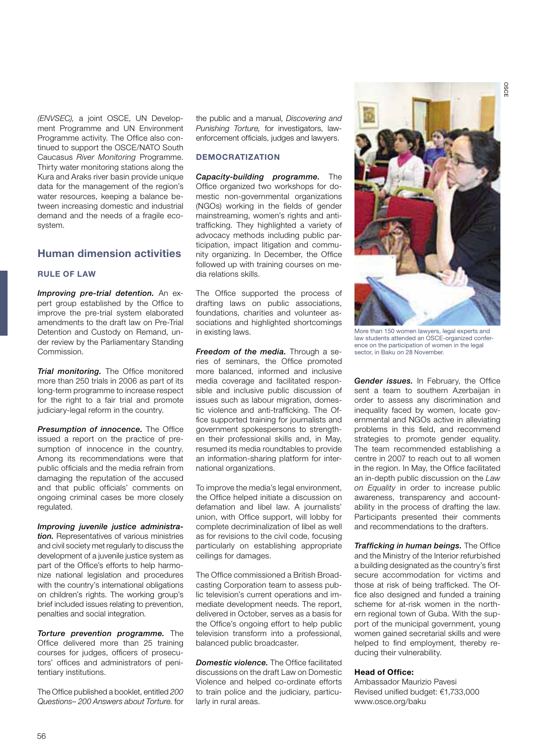*(ENVSEC),* a joint OSCE, UN Development Programme and UN Environment Programme activity. The Office also continued to support the OSCE/NATO South Caucasus *River Monitoring* Programme. Thirty water monitoring stations along the Kura and Araks river basin provide unique data for the management of the region's water resources, keeping a balance between increasing domestic and industrial demand and the needs of a fragile ecosystem.

## Human dimension activities

### RULE OF LAW

***Improving pre-trial detention.*** An expert group established by the Office to improve the pre-trial system elaborated amendments to the draft law on Pre-Trial Detention and Custody on Remand, under review by the Parliamentary Standing Commission.

***Trial monitoring.*** The Office monitored more than 250 trials in 2006 as part of its long-term programme to increase respect for the right to a fair trial and promote judiciary-legal reform in the country.

***Presumption of innocence.*** The Office issued a report on the practice of presumption of innocence in the country. Among its recommendations were that public officials and the media refrain from damaging the reputation of the accused and that public officials' comments on ongoing criminal cases be more closely regulated.

***Improving juvenile justice administration.*** Representatives of various ministries and civil society met regularly to discuss the development of a juvenile justice system as part of the Office's efforts to help harmonize national legislation and procedures with the country's international obligations on children's rights. The working group's brief included issues relating to prevention, penalties and social integration.

***Torture prevention programme.*** The Office delivered more than 25 training courses for judges, officers of prosecutors' offices and administrators of penitentiary institutions.

The Office published a booklet, entitled *200 Questions– 200 Answers about Torture.* for the public and a manual, *Discovering and Punishing Torture,* for investigators, law-enforcement officials, judges and lawyers.

### DEMOCRATIZATION

***Capacity-building programme.*** The Office organized two workshops for domestic non-governmental organizations (NGOs) working in the fields of gender mainstreaming, women's rights and anti-trafficking. They highlighted a variety of advocacy methods including public participation, impact litigation and community organizing. In December, the Office followed up with training courses on media relations skills.

The Office supported the process of drafting laws on public associations, foundations, charities and volunteer associations and highlighted shortcomings in existing laws.

***Freedom of the media.*** Through a series of seminars, the Office promoted more balanced, informed and inclusive media coverage and facilitated responsible and inclusive public discussion of issues such as labour migration, domestic violence and anti-trafficking. The Office supported training for journalists and government spokespersons to strengthen their professional skills and, in May, resumed its media roundtables to provide an information-sharing platform for international organizations.

To improve the media's legal environment, the Office helped initiate a discussion on defamation and libel law. A journalists' union, with Office support, will lobby for complete decriminalization of libel as well as for revisions to the civil code, focusing particularly on establishing appropriate ceilings for damages.

The Office commissioned a British Broadcasting Corporation team to assess public television's current operations and immediate development needs. The report, delivered in October, serves as a basis for the Office's ongoing effort to help public television transform into a professional, balanced public broadcaster.

***Domestic violence.*** The Office facilitated discussions on the draft Law on Domestic Violence and helped co-ordinate efforts to train police and the judiciary, particularly in rural areas.

More than 150 women lawyers, legal experts and law students attended an OSCE-organized conference on the participation of women in the legal sector, in Baku on 28 November.

***Gender issues.*** In February, the Office sent a team to southern Azerbaijan in order to assess any discrimination and inequality faced by women, locate governmental and NGOs active in alleviating problems in this field, and recommend strategies to promote gender equality. The team recommended establishing a centre in 2007 to reach out to all women in the region. In May, the Office facilitated an in-depth public discussion on the *Law on Equality* in order to increase public awareness, transparency and accountability in the process of drafting the law. Participants presented their comments and recommendations to the drafters.

***Trafficking in human beings.*** The Office and the Ministry of the Interior refurbished a building designated as the country's first secure accommodation for victims and those at risk of being trafficked. The Office also designed and funded a training scheme for at-risk women in the northern regional town of Guba. With the support of the municipal government, young women gained secretarial skills and were helped to find employment, thereby reducing their vulnerability.

**Head of Office:**
Ambassador Maurizio Pavesi
Revised unified budget: €1,733,000
www.osce.org/baku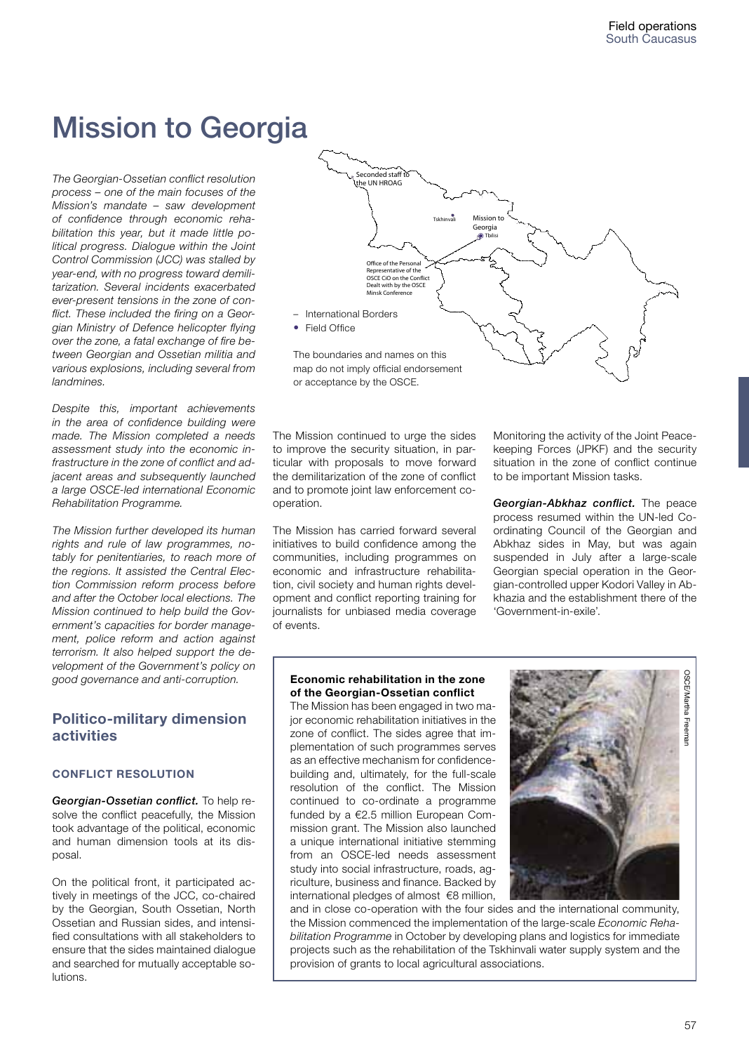# Mission to Georgia

*The Georgian-Ossetian conflict resolution process – one of the main focuses of the Mission's mandate – saw development of confidence through economic rehabilitation this year, but it made little political progress. Dialogue within the Joint Control Commission (JCC) was stalled by year-end, with no progress toward demilitarization. Several incidents exacerbated ever-present tensions in the zone of conflict. These included the firing on a Georgian Ministry of Defence helicopter flying over the zone, a fatal exchange of fire between Georgian and Ossetian militia and various explosions, including several from landmines.*

*Despite this, important achievements in the area of confidence building were made. The Mission completed a needs assessment study into the economic infrastructure in the zone of conflict and adjacent areas and subsequently launched a large OSCE-led international Economic Rehabilitation Programme.*

*The Mission further developed its human rights and rule of law programmes, notably for penitentiaries, to reach more of the regions. It assisted the Central Election Commission reform process before and after the October local elections. The Mission continued to help build the Government's capacities for border management, police reform and action against terrorism. It also helped support the development of the Government's policy on good governance and anti-corruption.*

Seconded staff to the UN HROAG

Tskhinvali

Mission to Georgia

Tbilisi

Office of the Personal Representative of the OSCE CiO on the Conflict Dealt with by the OSCE Minsk Conference

– International Borders

• Field Office

The boundaries and names on this map do not imply official endorsement or acceptance by the OSCE.

## Politico-military dimension activities

### CONFLICT RESOLUTION

***Georgian-Ossetian conflict.*** To help resolve the conflict peacefully, the Mission took advantage of the political, economic and human dimension tools at its disposal.

On the political front, it participated actively in meetings of the JCC, co-chaired by the Georgian, South Ossetian, North Ossetian and Russian sides, and intensified consultations with all stakeholders to ensure that the sides maintained dialogue and searched for mutually acceptable solutions.

The Mission continued to urge the sides to improve the security situation, in particular with proposals to move forward the demilitarization of the zone of conflict and to promote joint law enforcement co-operation.

The Mission has carried forward several initiatives to build confidence among the communities, including programmes on economic and infrastructure rehabilitation, civil society and human rights development and conflict reporting training for journalists for unbiased media coverage of events.

Monitoring the activity of the Joint Peacekeeping Forces (JPKF) and the security situation in the zone of conflict continue to be important Mission tasks.

***Georgian-Abkhaz conflict.*** The peace process resumed within the UN-led Coordinating Council of the Georgian and Abkhaz sides in May, but was again suspended in July after a large-scale Georgian special operation in the Georgian-controlled upper Kodori Valley in Abkhazia and the establishment there of the 'Government-in-exile'.

**Economic rehabilitation in the zone of the Georgian-Ossetian conflict**

The Mission has been engaged in two major economic rehabilitation initiatives in the zone of conflict. The sides agree that implementation of such programmes serves as an effective mechanism for confidence-building and, ultimately, for the full-scale resolution of the conflict. The Mission continued to co-ordinate a programme funded by a €2.5 million European Commission grant. The Mission also launched a unique international initiative stemming from an OSCE-led needs assessment study into social infrastructure, roads, agriculture, business and finance. Backed by international pledges of almost €8 million, and in close co-operation with the four sides and the international community, the Mission commenced the implementation of the large-scale *Economic Rehabilitation Programme* in October by developing plans and logistics for immediate projects such as the rehabilitation of the Tskhinvali water supply system and the provision of grants to local agricultural associations.

OSCE/Martha Freeman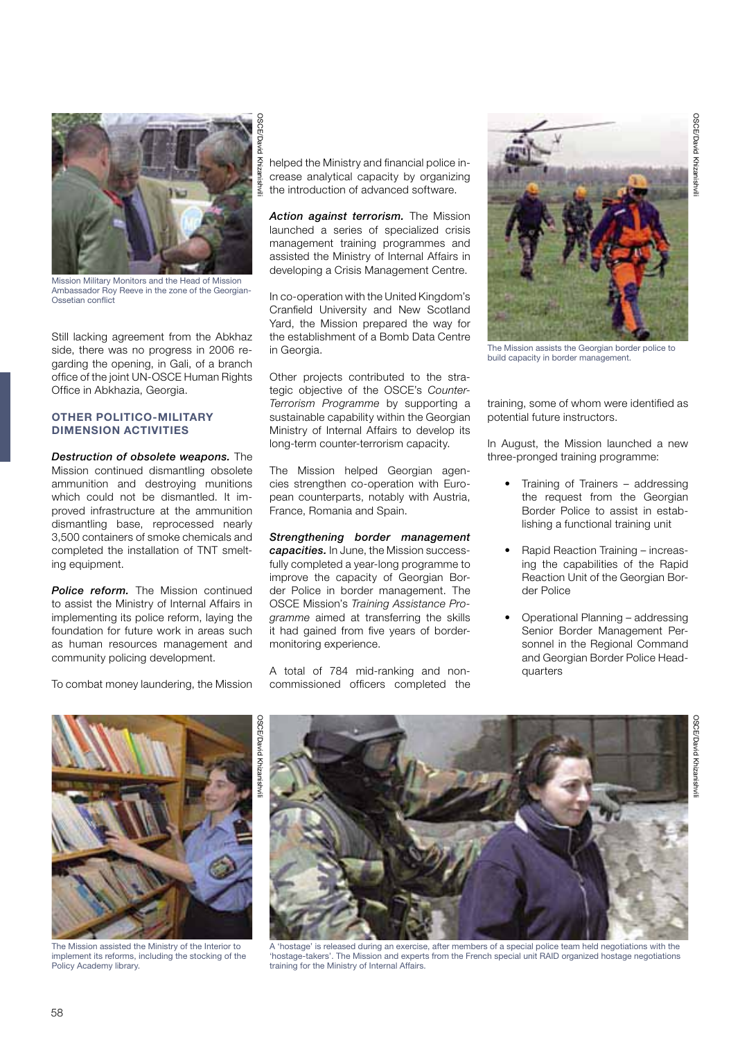Mission Military Monitors and the Head of Mission Ambassador Roy Reeve in the zone of the Georgian-Ossetian conflict

Still lacking agreement from the Abkhaz side, there was no progress in 2006 regarding the opening, in Gali, of a branch office of the joint UN-OSCE Human Rights Office in Abkhazia, Georgia.

### OTHER POLITICO-MILITARY DIMENSION ACTIVITIES

***Destruction of obsolete weapons.*** The Mission continued dismantling obsolete ammunition and destroying munitions which could not be dismantled. It improved infrastructure at the ammunition dismantling base, reprocessed nearly 3,500 containers of smoke chemicals and completed the installation of TNT smelting equipment.

***Police reform.*** The Mission continued to assist the Ministry of Internal Affairs in implementing its police reform, laying the foundation for future work in areas such as human resources management and community policing development.

To combat money laundering, the Mission helped the Ministry and financial police increase analytical capacity by organizing the introduction of advanced software.

***Action against terrorism.*** The Mission launched a series of specialized crisis management training programmes and assisted the Ministry of Internal Affairs in developing a Crisis Management Centre.

In co-operation with the United Kingdom's Cranfield University and New Scotland Yard, the Mission prepared the way for the establishment of a Bomb Data Centre in Georgia.

Other projects contributed to the strategic objective of the OSCE's *Counter-Terrorism Programme* by supporting a sustainable capability within the Georgian Ministry of Internal Affairs to develop its long-term counter-terrorism capacity.

The Mission helped Georgian agencies strengthen co-operation with European counterparts, notably with Austria, France, Romania and Spain.

***Strengthening border management capacities.*** In June, the Mission successfully completed a year-long programme to improve the capacity of Georgian Border Police in border management. The OSCE Mission's *Training Assistance Programme* aimed at transferring the skills it had gained from five years of border-monitoring experience.

A total of 784 mid-ranking and non-commissioned officers completed the training, some of whom were identified as potential future instructors.

The Mission assists the Georgian border police to build capacity in border management.

In August, the Mission launched a new three-pronged training programme:

- Training of Trainers – addressing the request from the Georgian Border Police to assist in establishing a functional training unit
- Rapid Reaction Training – increasing the capabilities of the Rapid Reaction Unit of the Georgian Border Police
- Operational Planning – addressing Senior Border Management Personnel in the Regional Command and Georgian Border Police Headquarters

The Mission assisted the Ministry of the Interior to implement its reforms, including the stocking of the Policy Academy library.

A 'hostage' is released during an exercise, after members of a special police team held negotiations with the 'hostage-takers'. The Mission and experts from the French special unit RAID organized hostage negotiations training for the Ministry of Internal Affairs.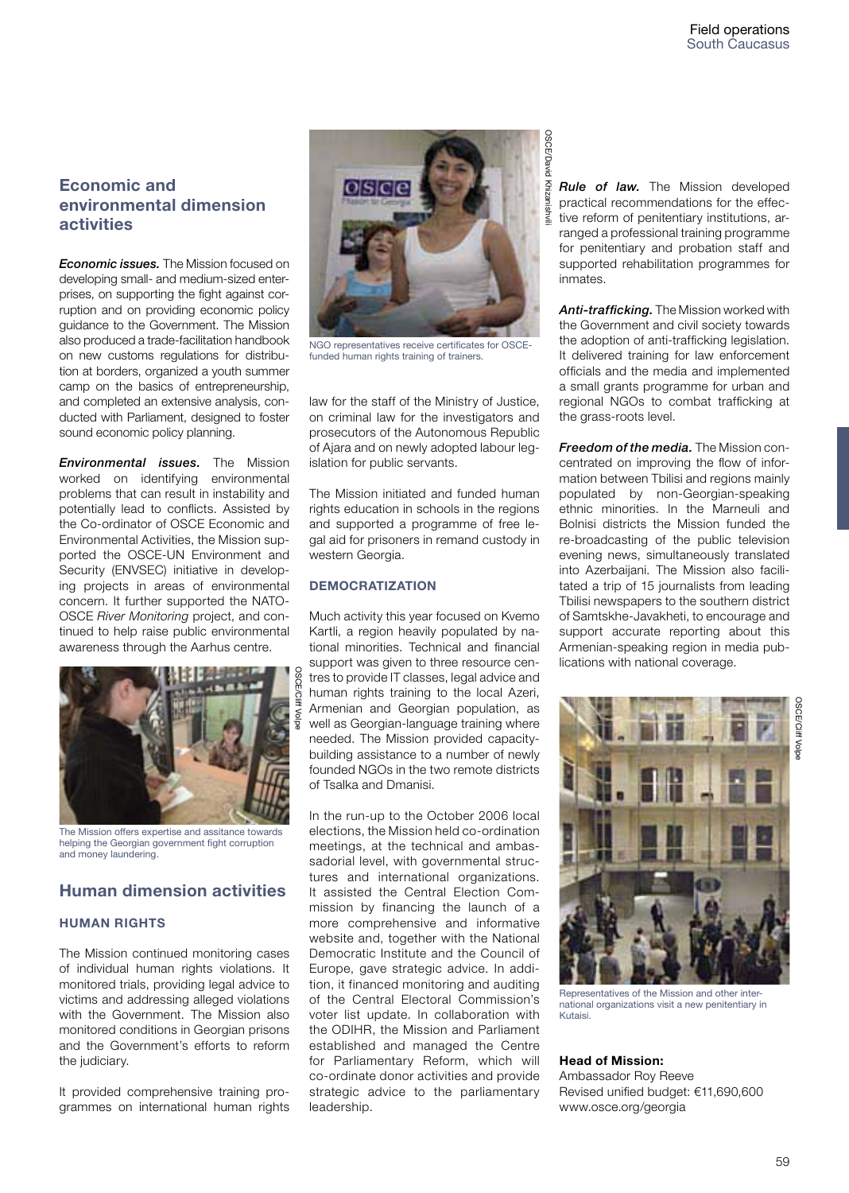## Economic and environmental dimension activities

***Economic issues.*** The Mission focused on developing small- and medium-sized enterprises, on supporting the fight against corruption and on providing economic policy guidance to the Government. The Mission also produced a trade-facilitation handbook on new customs regulations for distribution at borders, organized a youth summer camp on the basics of entrepreneurship, and completed an extensive analysis, conducted with Parliament, designed to foster sound economic policy planning.

***Environmental issues.*** The Mission worked on identifying environmental problems that can result in instability and potentially lead to conflicts. Assisted by the Co-ordinator of OSCE Economic and Environmental Activities, the Mission supported the OSCE-UN Environment and Security (ENVSEC) initiative in developing projects in areas of environmental concern. It further supported the NATO-OSCE *River Monitoring* project, and continued to help raise public environmental awareness through the Aarhus centre.

The Mission offers expertise and assitance towards helping the Georgian government fight corruption and money laundering.

## Human dimension activities

### HUMAN RIGHTS

The Mission continued monitoring cases of individual human rights violations. It monitored trials, providing legal advice to victims and addressing alleged violations with the Government. The Mission also monitored conditions in Georgian prisons and the Government's efforts to reform the judiciary.

It provided comprehensive training programmes on international human rights law for the staff of the Ministry of Justice, on criminal law for the investigators and prosecutors of the Autonomous Republic of Ajara and on newly adopted labour legislation for public servants.

NGO representatives receive certificates for OSCE-funded human rights training of trainers.

The Mission initiated and funded human rights education in schools in the regions and supported a programme of free legal aid for prisoners in remand custody in western Georgia.

### DEMOCRATIZATION

Much activity this year focused on Kvemo Kartli, a region heavily populated by national minorities. Technical and financial support was given to three resource centres to provide IT classes, legal advice and human rights training to the local Azeri, Armenian and Georgian population, as well as Georgian-language training where needed. The Mission provided capacity-building assistance to a number of newly founded NGOs in the two remote districts of Tsalka and Dmanisi.

In the run-up to the October 2006 local elections, the Mission held co-ordination meetings, at the technical and ambassadorial level, with governmental structures and international organizations. It assisted the Central Election Commission by financing the launch of a more comprehensive and informative website and, together with the National Democratic Institute and the Council of Europe, gave strategic advice. In addition, it financed monitoring and auditing of the Central Electoral Commission's voter list update. In collaboration with the ODIHR, the Mission and Parliament established and managed the Centre for Parliamentary Reform, which will co-ordinate donor activities and provide strategic advice to the parliamentary leadership.

***Rule of law.*** The Mission developed practical recommendations for the effective reform of penitentiary institutions, arranged a professional training programme for penitentiary and probation staff and supported rehabilitation programmes for inmates.

***Anti-trafficking.*** The Mission worked with the Government and civil society towards the adoption of anti-trafficking legislation. It delivered training for law enforcement officials and the media and implemented a small grants programme for urban and regional NGOs to combat trafficking at the grass-roots level.

***Freedom of the media.*** The Mission concentrated on improving the flow of information between Tbilisi and regions mainly populated by non-Georgian-speaking ethnic minorities. In the Marneuli and Bolnisi districts the Mission funded the re-broadcasting of the public television evening news, simultaneously translated into Azerbaijani. The Mission also facilitated a trip of 15 journalists from leading Tbilisi newspapers to the southern district of Samtskhe-Javakheti, to encourage and support accurate reporting about this Armenian-speaking region in media publications with national coverage.

Representatives of the Mission and other international organizations visit a new penitentiary in Kutaisi.

**Head of Mission:**
Ambassador Roy Reeve
Revised unified budget: €11,690,600
www.osce.org/georgia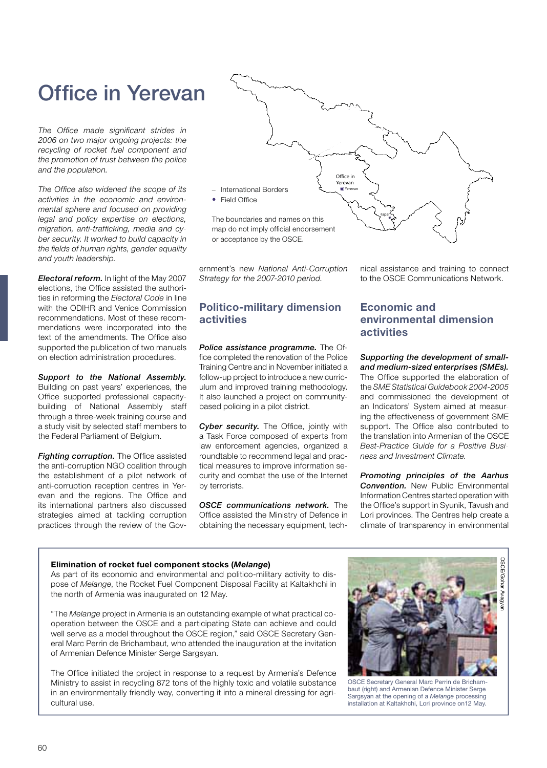# Office in Yerevan

*The Office made significant strides in 2006 on two major ongoing projects: the recycling of rocket fuel component and the promotion of trust between the police and the population.*

*The Office also widened the scope of its activities in the economic and environmental sphere and focused on providing legal and policy expertise on elections, migration, anti-trafficking, media and cyber security. It worked to build capacity in the fields of human rights, gender equality and youth leadership.*

– International Borders
• Field Office

The boundaries and names on this map do not imply official endorsement or acceptance by the OSCE.

***Electoral reform.*** In light of the May 2007 elections, the Office assisted the authorities in reforming the *Electoral Code* in line with the ODIHR and Venice Commission recommendations. Most of these recommendations were incorporated into the text of the amendments. The Office also supported the publication of two manuals on election administration procedures.

***Support to the National Assembly.*** Building on past years' experiences, the Office supported professional capacity-building of National Assembly staff through a three-week training course and a study visit by selected staff members to the Federal Parliament of Belgium.

***Fighting corruption.*** The Office assisted the anti-corruption NGO coalition through the establishment of a pilot network of anti-corruption reception centres in Yerevan and the regions. The Office and its international partners also discussed strategies aimed at tackling corruption practices through the review of the Government's new *National Anti-Corruption Strategy for the 2007-2010 period.*

## Politico-military dimension activities

***Police assistance programme.*** The Office completed the renovation of the Police Training Centre and in November initiated a follow-up project to introduce a new curriculum and improved training methodology. It also launched a project on community-based policing in a pilot district.

***Cyber security.*** The Office, jointly with a Task Force composed of experts from law enforcement agencies, organized a roundtable to recommend legal and practical measures to improve information security and combat the use of the Internet by terrorists.

***OSCE communications network.*** The Office assisted the Ministry of Defence in obtaining the necessary equipment, technical assistance and training to connect to the OSCE Communications Network.

## Economic and environmental dimension activities

***Supporting the development of small- and medium-sized enterprises (SMEs).*** The Office supported the elaboration of the *SME Statistical Guidebook 2004-2005* and commissioned the development of an Indicators' System aimed at measuring the effectiveness of government SME support. The Office also contributed to the translation into Armenian of the OSCE *Best-Practice Guide for a Positive Business and Investment Climate.*

***Promoting principles of the Aarhus Convention.*** New Public Environmental Information Centres started operation with the Office's support in Syunik, Tavush and Lori provinces. The Centres help create a climate of transparency in environmental

**Elimination of rocket fuel component stocks (*Melange*)**

As part of its economic and environmental and politico-military activity to dispose of *Melange*, the Rocket Fuel Component Disposal Facility at Kaltakhchi in the north of Armenia was inaugurated on 12 May.

"The *Melange* project in Armenia is an outstanding example of what practical co-operation between the OSCE and a participating State can achieve and could well serve as a model throughout the OSCE region," said OSCE Secretary General Marc Perrin de Brichambaut, who attended the inauguration at the invitation of Armenian Defence Minister Serge Sargsyan.

The Office initiated the project in response to a request by Armenia's Defence Ministry to assist in recycling 872 tons of the highly toxic and volatile substance in an environmentally friendly way, converting it into a mineral dressing for agricultural use.

OSCE/Gohar Avagyan

OSCE Secretary General Marc Perrin de Brichambaut (right) and Armenian Defence Minister Serge Sargsyan at the opening of a *Melange* processing installation at Kaltakhchi, Lori province on12 May.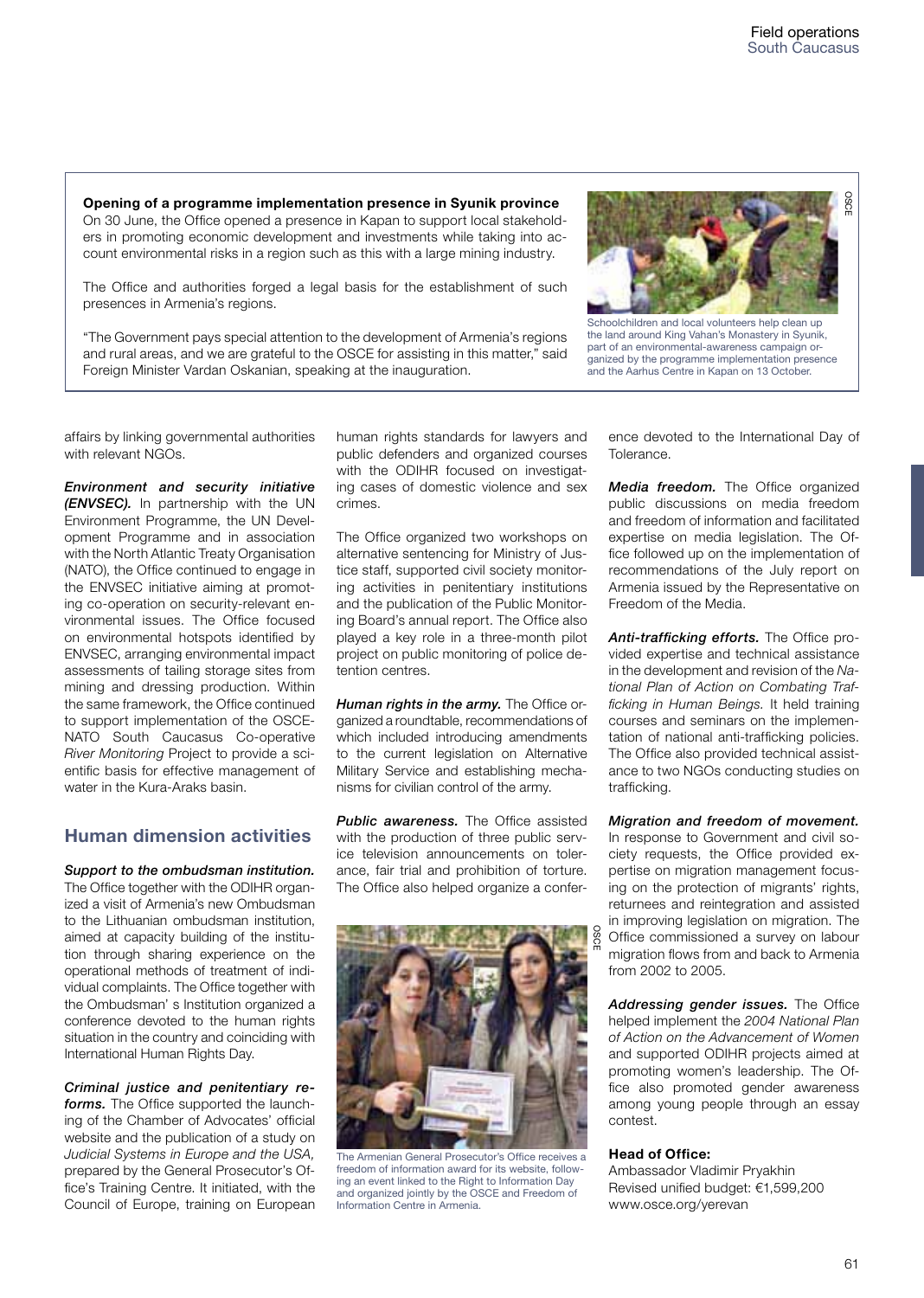**Opening of a programme implementation presence in Syunik province**

On 30 June, the Office opened a presence in Kapan to support local stakeholders in promoting economic development and investments while taking into account environmental risks in a region such as this with a large mining industry.

The Office and authorities forged a legal basis for the establishment of such presences in Armenia's regions.

"The Government pays special attention to the development of Armenia's regions and rural areas, and we are grateful to the OSCE for assisting in this matter," said Foreign Minister Vardan Oskanian, speaking at the inauguration.

Schoolchildren and local volunteers help clean up the land around King Vahan's Monastery in Syunik, part of an environmental-awareness campaign organized by the programme implementation presence and the Aarhus Centre in Kapan on 13 October.

affairs by linking governmental authorities with relevant NGOs.

***Environment and security initiative (ENVSEC).*** In partnership with the UN Environment Programme, the UN Development Programme and in association with the North Atlantic Treaty Organisation (NATO), the Office continued to engage in the ENVSEC initiative aiming at promoting co-operation on security-relevant environmental issues. The Office focused on environmental hotspots identified by ENVSEC, arranging environmental impact assessments of tailing storage sites from mining and dressing production. Within the same framework, the Office continued to support implementation of the OSCE-NATO South Caucasus Co-operative *River Monitoring* Project to provide a scientific basis for effective management of water in the Kura-Araks basin.

## Human dimension activities

***Support to the ombudsman institution.*** The Office together with the ODIHR organized a visit of Armenia's new Ombudsman to the Lithuanian ombudsman institution, aimed at capacity building of the institution through sharing experience on the operational methods of treatment of individual complaints. The Office together with the Ombudsman' s Institution organized a conference devoted to the human rights situation in the country and coinciding with International Human Rights Day.

***Criminal justice and penitentiary reforms.*** The Office supported the launching of the Chamber of Advocates' official website and the publication of a study on *Judicial Systems in Europe and the USA,* prepared by the General Prosecutor's Office's Training Centre. It initiated, with the Council of Europe, training on European human rights standards for lawyers and public defenders and organized courses with the ODIHR focused on investigating cases of domestic violence and sex crimes.

The Office organized two workshops on alternative sentencing for Ministry of Justice staff, supported civil society monitoring activities in penitentiary institutions and the publication of the Public Monitoring Board's annual report. The Office also played a key role in a three-month pilot project on public monitoring of police detention centres.

***Human rights in the army.*** The Office organized a roundtable, recommendations of which included introducing amendments to the current legislation on Alternative Military Service and establishing mechanisms for civilian control of the army.

***Public awareness.*** The Office assisted with the production of three public service television announcements on tolerance, fair trial and prohibition of torture. The Office also helped organize a conference devoted to the International Day of Tolerance.

The Armenian General Prosecutor's Office receives a freedom of information award for its website, following an event linked to the Right to Information Day and organized jointly by the OSCE and Freedom of Information Centre in Armenia.

***Media freedom.*** The Office organized public discussions on media freedom and freedom of information and facilitated expertise on media legislation. The Office followed up on the implementation of recommendations of the July report on Armenia issued by the Representative on Freedom of the Media.

***Anti-trafficking efforts.*** The Office provided expertise and technical assistance in the development and revision of the *National Plan of Action on Combating Trafficking in Human Beings.* It held training courses and seminars on the implementation of national anti-trafficking policies. The Office also provided technical assistance to two NGOs conducting studies on trafficking.

***Migration and freedom of movement.*** In response to Government and civil society requests, the Office provided expertise on migration management focusing on the protection of migrants' rights, returnees and reintegration and assisted in improving legislation on migration. The Office commissioned a survey on labour migration flows from and back to Armenia from 2002 to 2005.

***Addressing gender issues.*** The Office helped implement the *2004 National Plan of Action on the Advancement of Women* and supported ODIHR projects aimed at promoting women's leadership. The Office also promoted gender awareness among young people through an essay contest.

**Head of Office:**
Ambassador Vladimir Pryakhin
Revised unified budget: €1,599,200
www.osce.org/yerevan